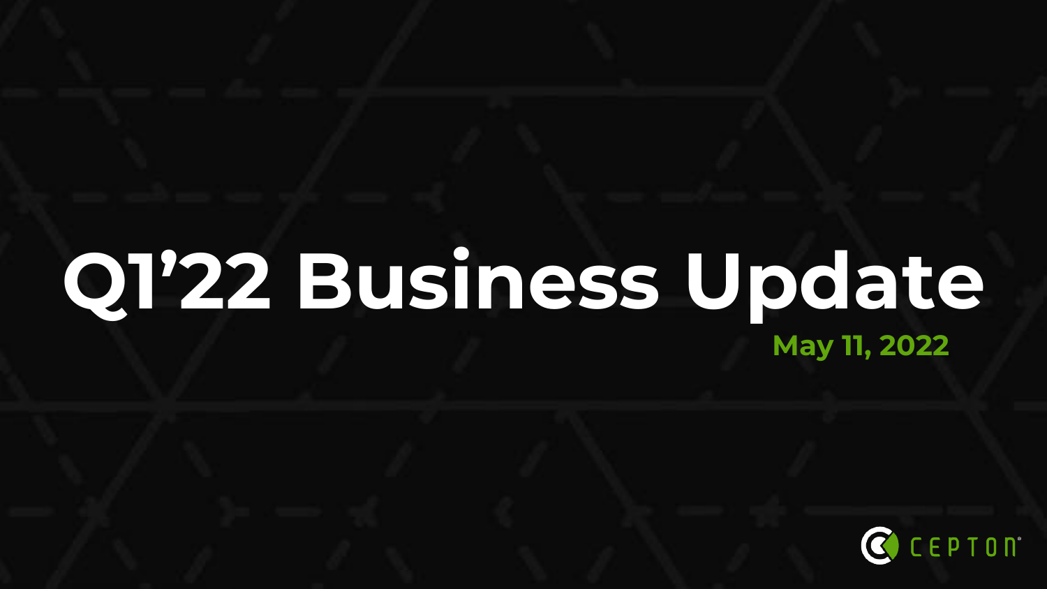# Q1'22 Business Update

May 11, 2022

CEPTON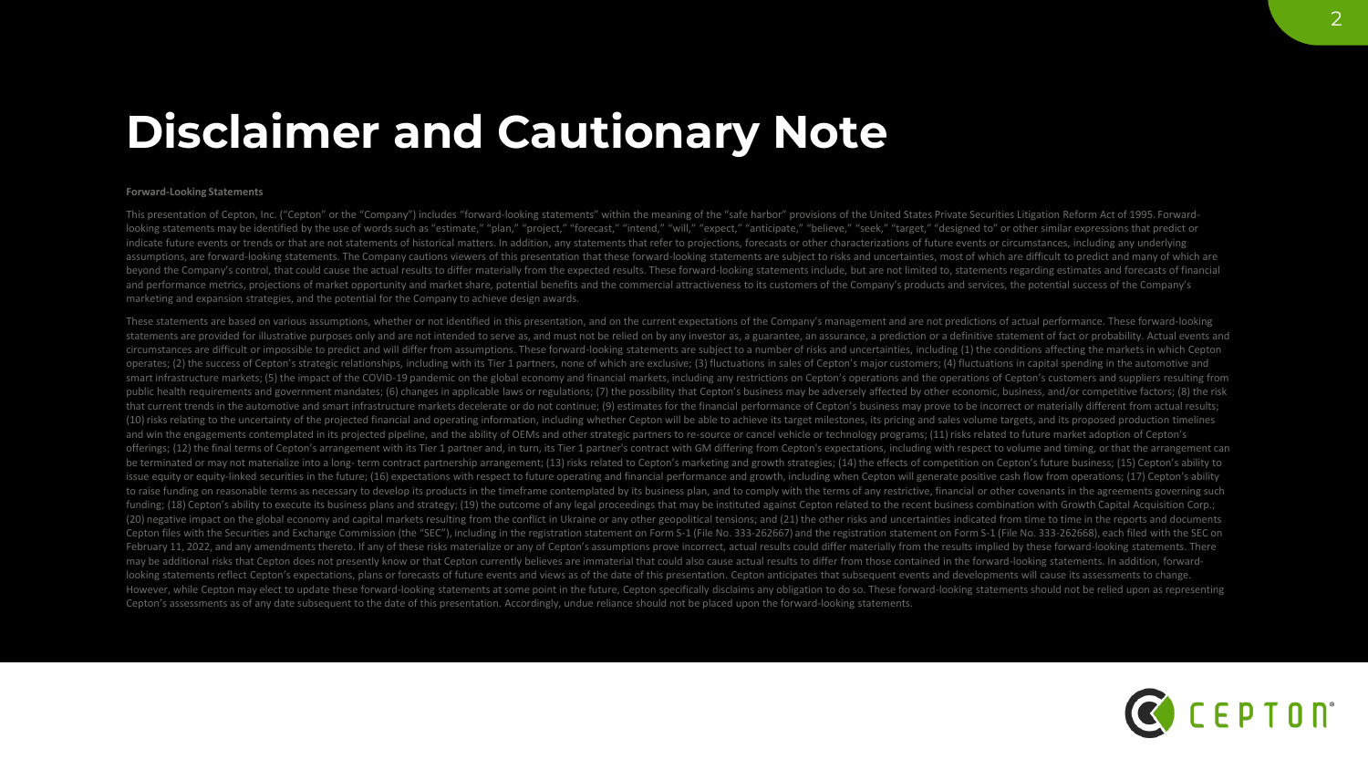# Disclaimer and Cautionary Note

**Forward-Looking Statements**

This presentation of Cepton, Inc. ("Cepton" or the "Company") includes "forward-looking statements" within the meaning of the "safe harbor" provisions of the United States Private Securities Litigation Reform Act of 1995. Forward-looking statements may be identified by the use of words such as "estimate," "plan," "project," "forecast," "intend," "will," "expect," "anticipate," "believe," "seek," "target," "designed to" or other similar expressions that predict or indicate future events or trends or that are not statements of historical matters. In addition, any statements that refer to projections, forecasts or other characterizations of future events or circumstances, including any underlying assumptions, are forward-looking statements. The Company cautions viewers of this presentation that these forward-looking statements are subject to risks and uncertainties, most of which are difficult to predict and many of which are beyond the Company's control, that could cause the actual results to differ materially from the expected results. These forward-looking statements include, but are not limited to, statements regarding estimates and forecasts of financial and performance metrics, projections of market opportunity and market share, potential benefits and the commercial attractiveness to its customers of the Company's products and services, the potential success of the Company's marketing and expansion strategies, and the potential for the Company to achieve design awards.

These statements are based on various assumptions, whether or not identified in this presentation, and on the current expectations of the Company's management and are not predictions of actual performance. These forward-looking statements are provided for illustrative purposes only and are not intended to serve as, and must not be relied on by any investor as, a guarantee, an assurance, a prediction or a definitive statement of fact or probability. Actual events and circumstances are difficult or impossible to predict and will differ from assumptions. These forward-looking statements are subject to a number of risks and uncertainties, including (1) the conditions affecting the markets in which Cepton operates; (2) the success of Cepton's strategic relationships, including with its Tier 1 partners, none of which are exclusive; (3) fluctuations in sales of Cepton's major customers; (4) fluctuations in capital spending in the automotive and smart infrastructure markets; (5) the impact of the COVID-19 pandemic on the global economy and financial markets, including any restrictions on Cepton's operations and the operations of Cepton's customers and suppliers resulting from public health requirements and government mandates; (6) changes in applicable laws or regulations; (7) the possibility that Cepton's business may be adversely affected by other economic, business, and/or competitive factors; (8) the risk that current trends in the automotive and smart infrastructure markets decelerate or do not continue; (9) estimates for the financial performance of Cepton's business may prove to be incorrect or materially different from actual results; (10) risks relating to the uncertainty of the projected financial and operating information, including whether Cepton will be able to achieve its target milestones, its pricing and sales volume targets, and its proposed production timelines and win the engagements contemplated in its projected pipeline, and the ability of OEMs and other strategic partners to re-source or cancel vehicle or technology programs; (11) risks related to future market adoption of Cepton's offerings; (12) the final terms of Cepton's arrangement with its Tier 1 partner and, in turn, its Tier 1 partner's contract with GM differing from Cepton's expectations, including with respect to volume and timing, or that the arrangement can be terminated or may not materialize into a long- term contract partnership arrangement; (13) risks related to Cepton's marketing and growth strategies; (14) the effects of competition on Cepton's future business; (15) Cepton's ability to issue equity or equity-linked securities in the future; (16) expectations with respect to future operating and financial performance and growth, including when Cepton will generate positive cash flow from operations; (17) Cepton's ability to raise funding on reasonable terms as necessary to develop its products in the timeframe contemplated by its business plan, and to comply with the terms of any restrictive, financial or other covenants in the agreements governing such funding; (18) Cepton's ability to execute its business plans and strategy; (19) the outcome of any legal proceedings that may be instituted against Cepton related to the recent business combination with Growth Capital Acquisition Corp.; (20) negative impact on the global economy and capital markets resulting from the conflict in Ukraine or any other geopolitical tensions; and (21) the other risks and uncertainties indicated from time to time in the reports and documents Cepton files with the Securities and Exchange Commission (the "SEC"), including in the registration statement on Form S-1 (File No. 333-262667) and the registration statement on Form S-1 (File No. 333-262668), each filed with the SEC on February 11, 2022, and any amendments thereto. If any of these risks materialize or any of Cepton's assumptions prove incorrect, actual results could differ materially from the results implied by these forward-looking statements. There may be additional risks that Cepton does not presently know or that Cepton currently believes are immaterial that could also cause actual results to differ from those contained in the forward-looking statements. In addition, forward-looking statements reflect Cepton's expectations, plans or forecasts of future events and views as of the date of this presentation. Cepton anticipates that subsequent events and developments will cause its assessments to change. However, while Cepton may elect to update these forward-looking statements at some point in the future, Cepton specifically disclaims any obligation to do so. These forward-looking statements should not be relied upon as representing Cepton's assessments as of any date subsequent to the date of this presentation. Accordingly, undue reliance should not be placed upon the forward-looking statements.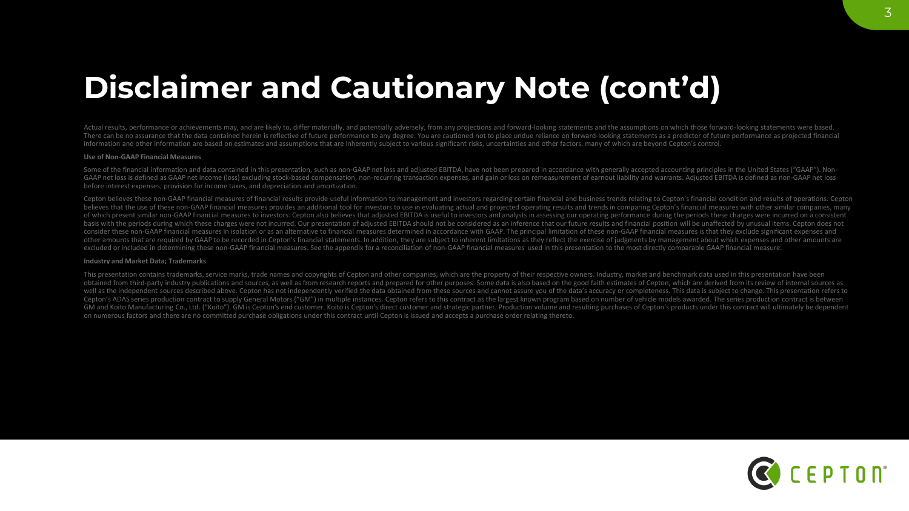# Disclaimer and Cautionary Note (cont'd)

Actual results, performance or achievements may, and are likely to, differ materially, and potentially adversely, from any projections and forward-looking statements and the assumptions on which those forward-looking statements were based. There can be no assurance that the data contained herein is reflective of future performance to any degree. You are cautioned not to place undue reliance on forward-looking statements as a predictor of future performance as projected financial information and other information are based on estimates and assumptions that are inherently subject to various significant risks, uncertainties and other factors, many of which are beyond Cepton's control.

**Use of Non-GAAP Financial Measures**

Some of the financial information and data contained in this presentation, such as non-GAAP net loss and adjusted EBITDA, have not been prepared in accordance with generally accepted accounting principles in the United States ("GAAP"). Non-GAAP net loss is defined as GAAP net income (loss) excluding stock-based compensation, non-recurring transaction expenses, and gain or loss on remeasurement of earnout liability and warrants. Adjusted EBITDA is defined as non-GAAP net loss before interest expenses, provision for income taxes, and depreciation and amortization.

Cepton believes these non-GAAP financial measures of financial results provide useful information to management and investors regarding certain financial and business trends relating to Cepton's financial condition and results of operations. Cepton believes that the use of these non-GAAP financial measures provides an additional tool for investors to use in evaluating actual and projected operating results and trends in comparing Cepton's financial measures with other similar companies, many of which present similar non-GAAP financial measures to investors. Cepton also believes that adjusted EBITDA is useful to investors and analysts in assessing our operating performance during the periods these charges were incurred on a consistent basis with the periods during which these charges were not incurred. Our presentation of adjusted EBITDA should not be considered as an inference that our future results and financial position will be unaffected by unusual items. Cepton does not consider these non-GAAP financial measures in isolation or as an alternative to financial measures determined in accordance with GAAP. The principal limitation of these non-GAAP financial measures is that they exclude significant expenses and other amounts that are required by GAAP to be recorded in Cepton's financial statements. In addition, they are subject to inherent limitations as they reflect the exercise of judgments by management about which expenses and other amounts are excluded or included in determining these non-GAAP financial measures. See the appendix for a reconciliation of non-GAAP financial measures used in this presentation to the most directly comparable GAAP financial measure.

**Industry and Market Data; Trademarks**

This presentation contains trademarks, service marks, trade names and copyrights of Cepton and other companies, which are the property of their respective owners. Industry, market and benchmark data used in this presentation have been obtained from third-party industry publications and sources, as well as from research reports and prepared for other purposes. Some data is also based on the good faith estimates of Cepton, which are derived from its review of internal sources as well as the independent sources described above. Cepton has not independently verified the data obtained from these sources and cannot assure you of the data's accuracy or completeness. This data is subject to change. This presentation refers to Cepton's ADAS series production contract to supply General Motors ("GM") in multiple instances. Cepton refers to this contract as the largest known program based on number of vehicle models awarded. The series production contract is between GM and Koito Manufacturing Co., Ltd. ("Koito"). GM is Cepton's end customer. Koito is Cepton's direct customer and strategic partner. Production volume and resulting purchases of Cepton's products under this contract will ultimately be dependent on numerous factors and there are no committed purchase obligations under this contract until Cepton is issued and accepts a purchase order relating thereto.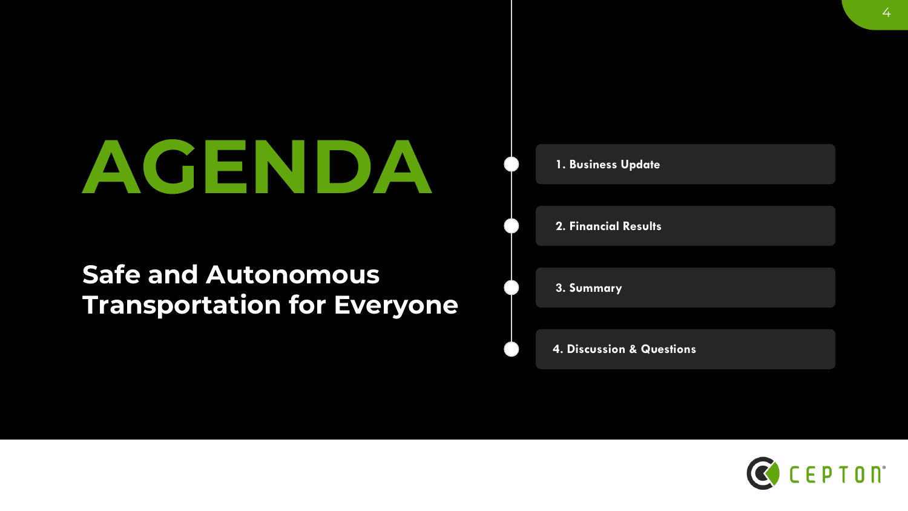# AGENDA

## Safe and Autonomous Transportation for Everyone

1. Business Update
2. Financial Results
3. Summary
4. Discussion & Questions

CEPTON®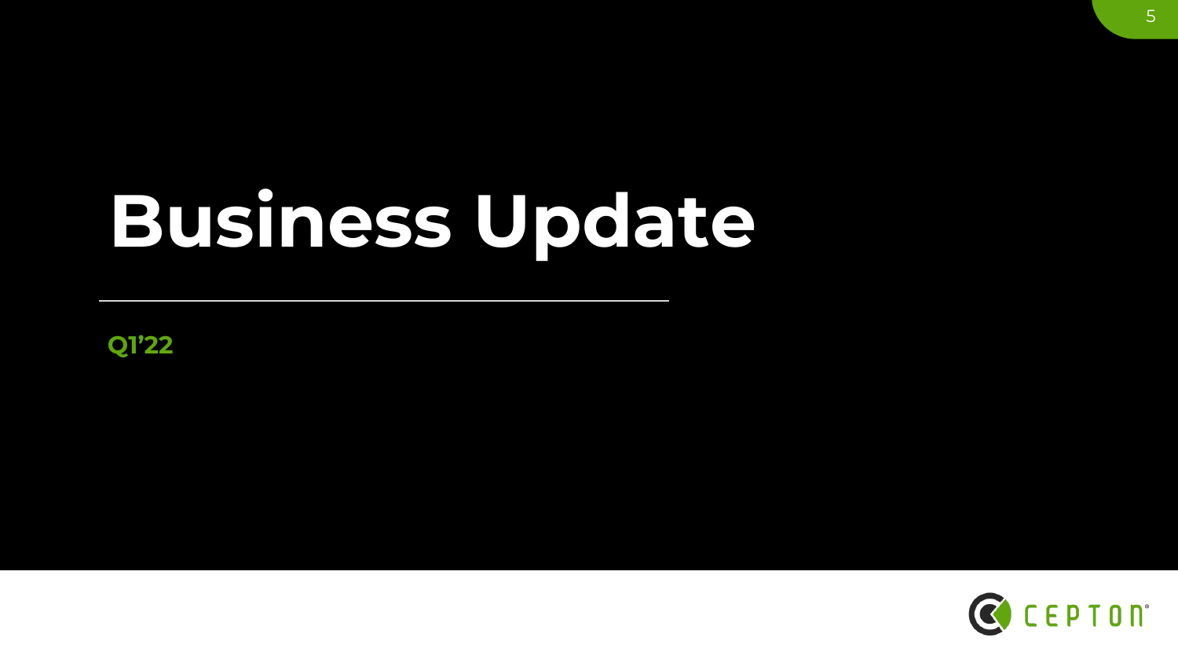# Business Update

**Q1'22**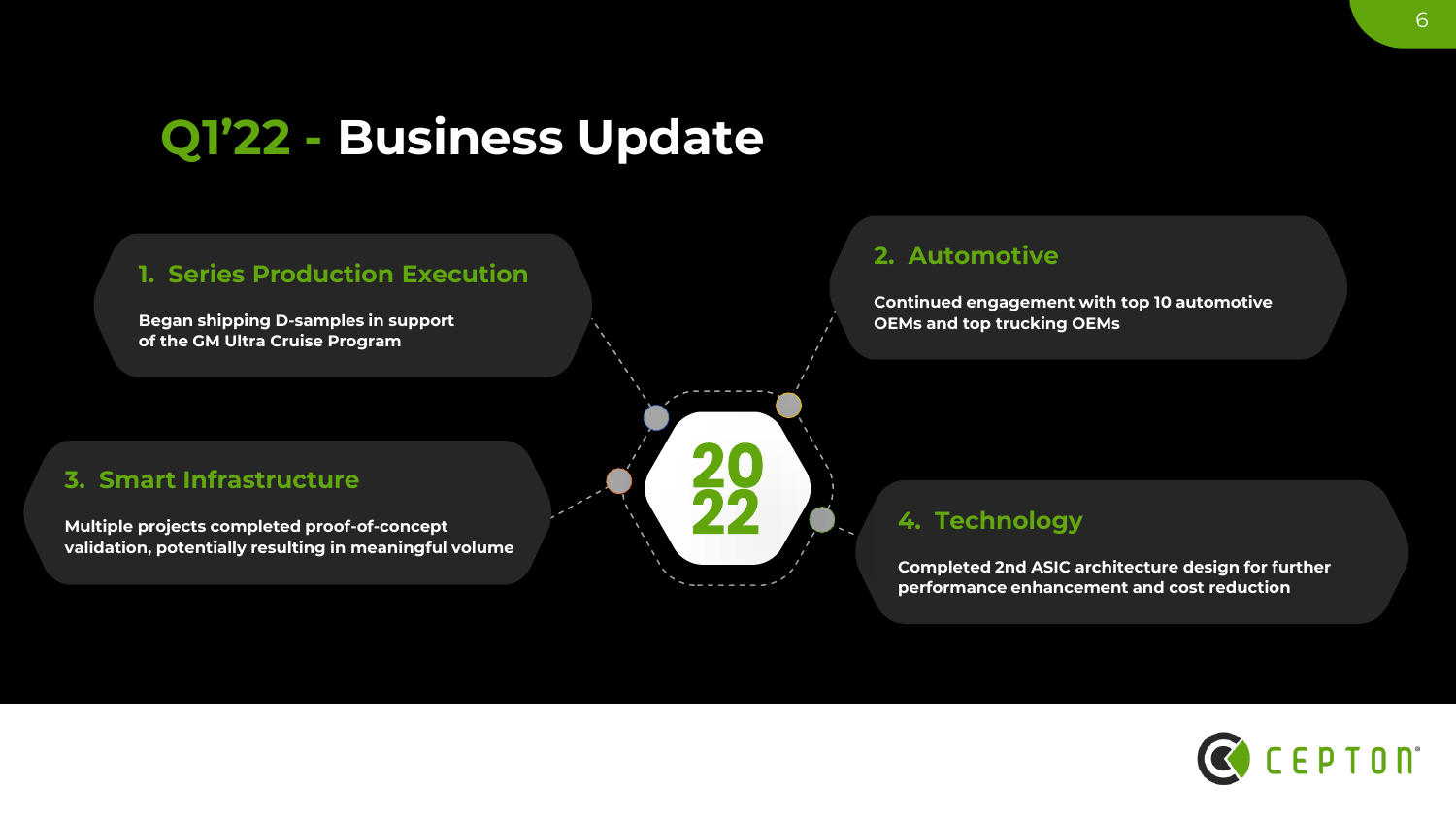# Q1'22 - Business Update

### 1. Series Production Execution

Began shipping D-samples in support of the GM Ultra Cruise Program

### 2. Automotive

Continued engagement with top 10 automotive OEMs and top trucking OEMs

### 3. Smart Infrastructure

Multiple projects completed proof-of-concept validation, potentially resulting in meaningful volume

### 4. Technology

Completed 2nd ASIC architecture design for further performance enhancement and cost reduction

2022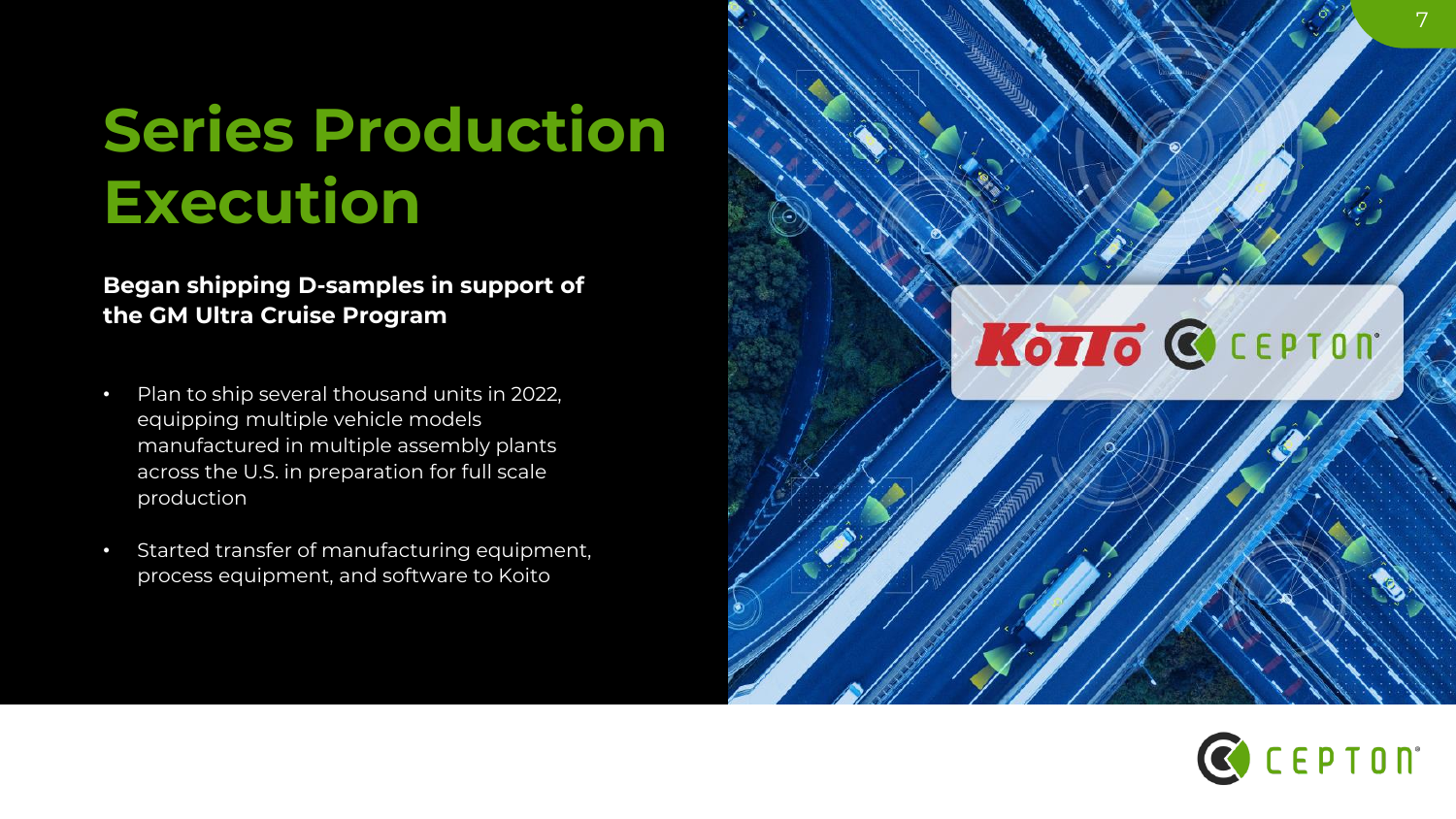# Series Production Execution

**Began shipping D-samples in support of the GM Ultra Cruise Program**

- Plan to ship several thousand units in 2022, equipping multiple vehicle models manufactured in multiple assembly plants across the U.S. in preparation for full scale production
- Started transfer of manufacturing equipment, process equipment, and software to Koito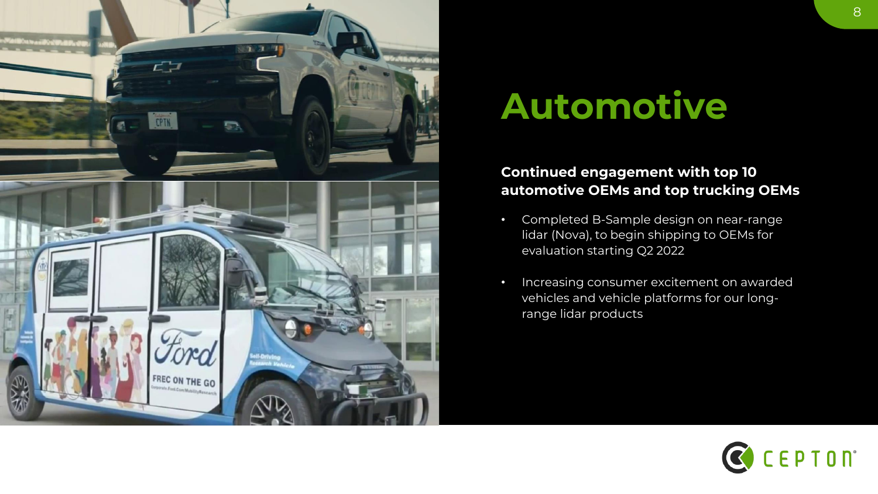# Automotive

**Continued engagement with top 10 automotive OEMs and top trucking OEMs**

- Completed B-Sample design on near-range lidar (Nova), to begin shipping to OEMs for evaluation starting Q2 2022
- Increasing consumer excitement on awarded vehicles and vehicle platforms for our long-range lidar products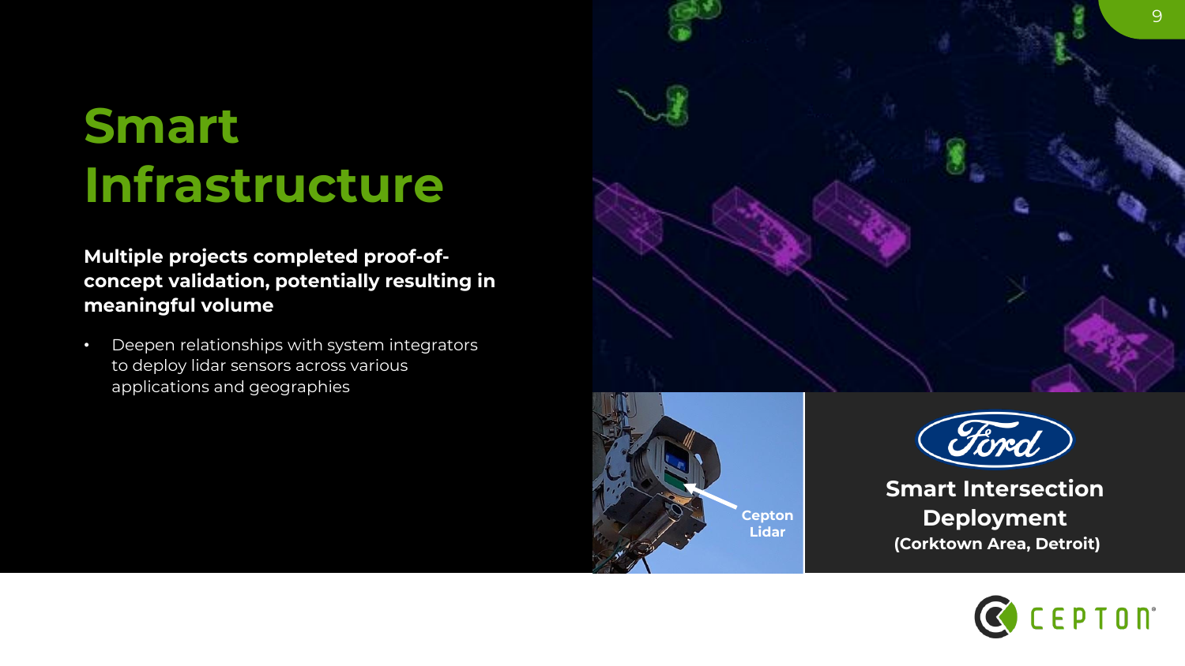# Smart Infrastructure

**Multiple projects completed proof-of-concept validation, potentially resulting in meaningful volume**

- Deepen relationships with system integrators to deploy lidar sensors across various applications and geographies

Cepton Lidar

**Smart Intersection Deployment**
**(Corktown Area, Detroit)**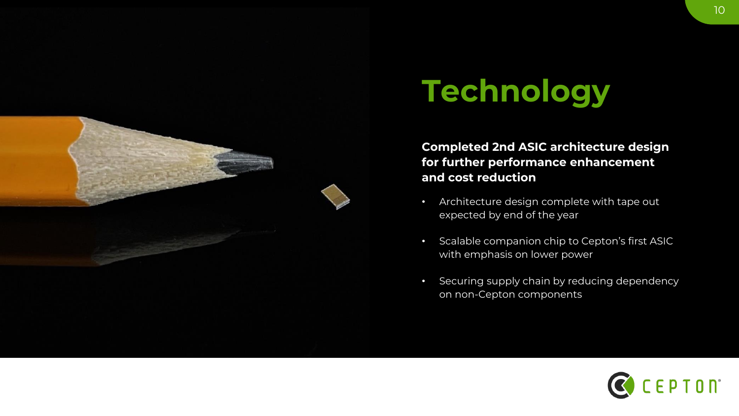# Technology

**Completed 2nd ASIC architecture design for further performance enhancement and cost reduction**

- Architecture design complete with tape out expected by end of the year
- Scalable companion chip to Cepton's first ASIC with emphasis on lower power
- Securing supply chain by reducing dependency on non-Cepton components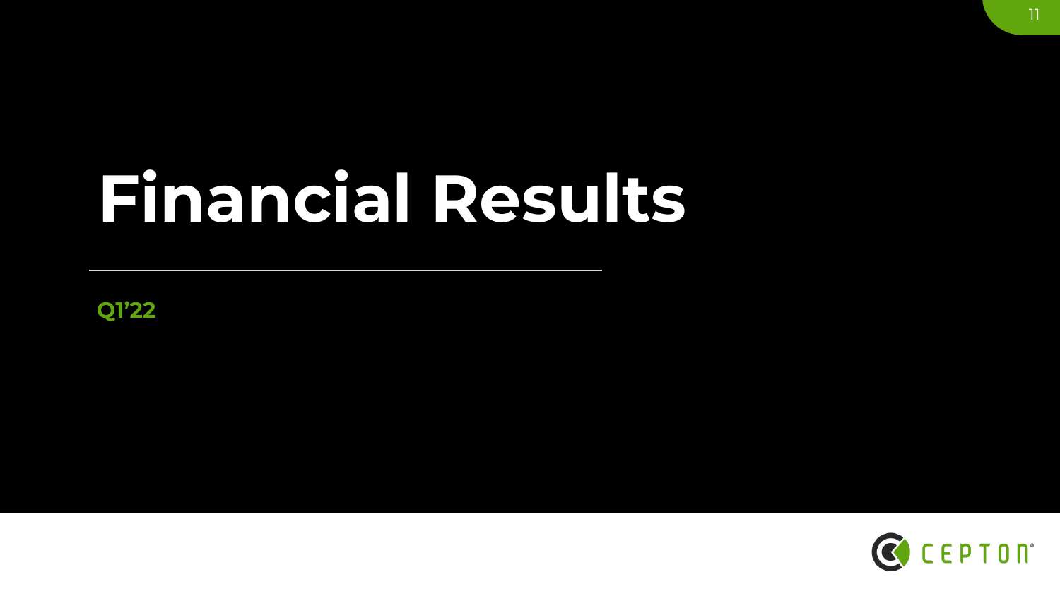# Financial Results

**Q1'22**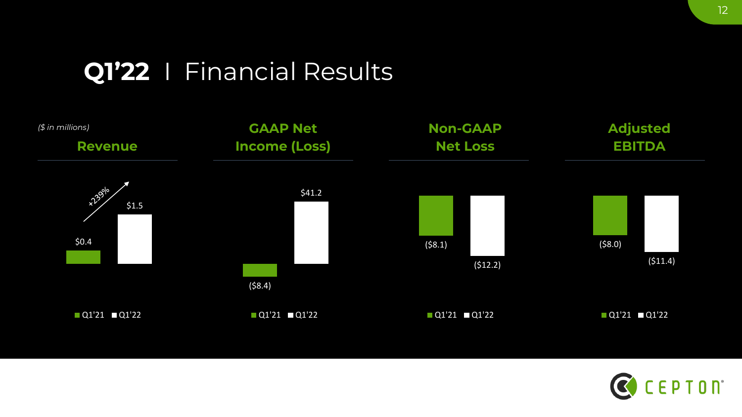# Q1'22 I Financial Results

*($ in millions)*

| | Q1'21 | Q1'22 |
|---|---|---|
| Revenue | $0.4 | $1.5 |
| GAAP Net Income (Loss) | ($8.4) | $41.2 |
| Non-GAAP Net Loss | ($8.1) | ($12.2) |
| Adjusted EBITDA | ($8.0) | ($11.4) |

Revenue: +239%

CEPTON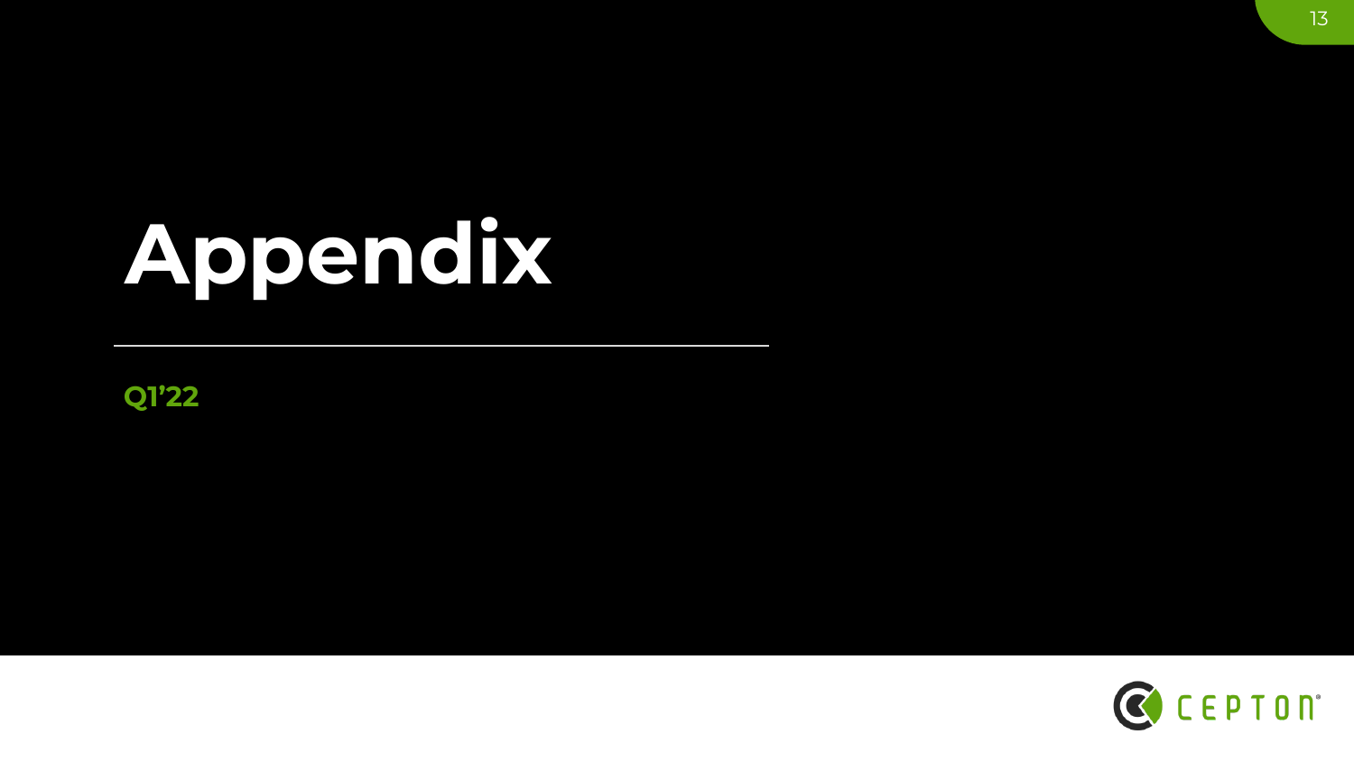# Appendix

**Q1'22**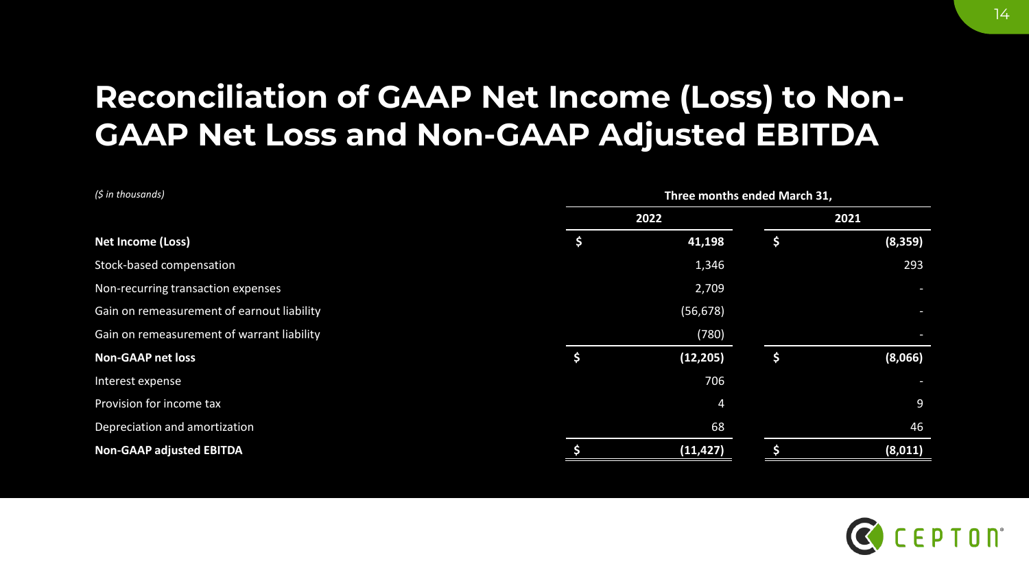# Reconciliation of GAAP Net Income (Loss) to Non-GAAP Net Loss and Non-GAAP Adjusted EBITDA

| *($ in thousands)* | Three months ended March 31, | |
|---|---|---|
| | **2022** | **2021** |
| **Net Income (Loss)** | **$ 41,198** | **$ (8,359)** |
| Stock-based compensation | 1,346 | 293 |
| Non-recurring transaction expenses | 2,709 | - |
| Gain on remeasurement of earnout liability | (56,678) | - |
| Gain on remeasurement of warrant liability | (780) | - |
| **Non-GAAP net loss** | **$ (12,205)** | **$ (8,066)** |
| Interest expense | 706 | - |
| Provision for income tax | 4 | 9 |
| Depreciation and amortization | 68 | 46 |
| **Non-GAAP adjusted EBITDA** | **$ (11,427)** | **$ (8,011)** |

CEPTON®